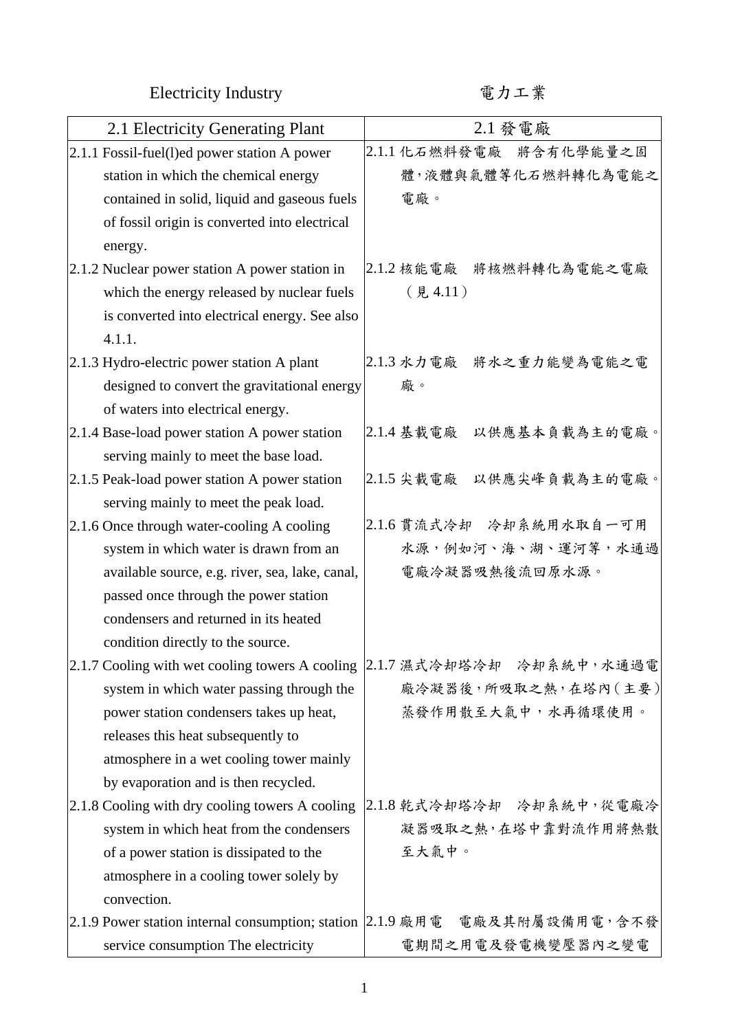Electricity Industry 電力工業

| 2.1 Electricity Generating Plant | 2.1 發電廠 |
|---|---|
| 2.1.1 Fossil-fuel(l)ed power station A power station in which the chemical energy contained in solid, liquid and gaseous fuels of fossil origin is converted into electrical energy. | 2.1.1 化石燃料發電廠　將含有化學能量之固體，液體與氣體等化石燃料轉化為電能之電廠。 |
| 2.1.2 Nuclear power station A power station in which the energy released by nuclear fuels is converted into electrical energy. See also 4.1.1. | 2.1.2 核能電廠　將核燃料轉化為電能之電廠（見 4.11） |
| 2.1.3 Hydro-electric power station A plant designed to convert the gravitational energy of waters into electrical energy. | 2.1.3 水力電廠　將水之重力能變為電能之電廠。 |
| 2.1.4 Base-load power station A power station serving mainly to meet the base load. | 2.1.4 基載電廠　以供應基本負載為主的電廠。 |
| 2.1.5 Peak-load power station A power station serving mainly to meet the peak load. | 2.1.5 尖載電廠　以供應尖峰負載為主的電廠。 |
| 2.1.6 Once through water-cooling A cooling system in which water is drawn from an available source, e.g. river, sea, lake, canal, passed once through the power station condensers and returned in its heated condition directly to the source. | 2.1.6 貫流式冷卻　冷卻系統用水取自一可用水源，例如河、海、湖、運河等，水通過電廠冷凝器吸熱後流回原水源。 |
| 2.1.7 Cooling with wet cooling towers A cooling system in which water passing through the power station condensers takes up heat, releases this heat subsequently to atmosphere in a wet cooling tower mainly by evaporation and is then recycled. | 2.1.7 濕式冷卻塔冷卻　冷卻系統中，水通過電廠冷凝器後，所吸取之熱，在塔內（主要）蒸發作用散至大氣中，水再循環使用。 |
| 2.1.8 Cooling with dry cooling towers A cooling system in which heat from the condensers of a power station is dissipated to the atmosphere in a cooling tower solely by convection. | 2.1.8 乾式冷卻塔冷卻　冷卻系統中，從電廠冷凝器吸取之熱，在塔中靠對流作用將熱散至大氣中。 |
| 2.1.9 Power station internal consumption; station service consumption The electricity | 2.1.9 廠用電　電廠及其附屬設備用電，含不發電期間之用電及發電機變壓器內之變電 |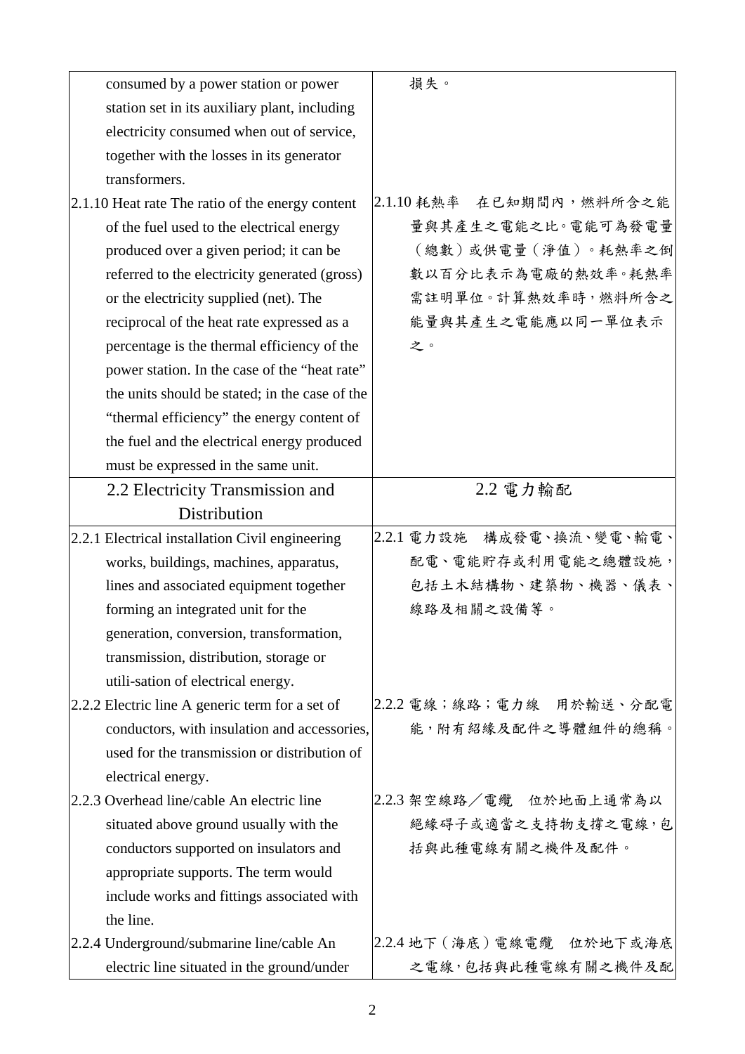| | |
|---|---|
| consumed by a power station or power station set in its auxiliary plant, including electricity consumed when out of service, together with the losses in its generator transformers. | 損失。 |
| 2.1.10 Heat rate The ratio of the energy content of the fuel used to the electrical energy produced over a given period; it can be referred to the electricity generated (gross) or the electricity supplied (net). The reciprocal of the heat rate expressed as a percentage is the thermal efficiency of the power station. In the case of the "heat rate" the units should be stated; in the case of the "thermal efficiency" the energy content of the fuel and the electrical energy produced must be expressed in the same unit. | 2.1.10 耗熱率　在已知期間內，燃料所含之能量與其產生之電能之比。電能可為發電量（總數）或供電量（淨值）。耗熱率之倒數以百分比表示為電廠的熱效率。耗熱率需註明單位。計算熱效率時，燃料所含之能量與其產生之電能應以同一單位表示之。 |
| **2.2 Electricity Transmission and Distribution** | **2.2 電力輸配** |
| 2.2.1 Electrical installation Civil engineering works, buildings, machines, apparatus, lines and associated equipment together forming an integrated unit for the generation, conversion, transformation, transmission, distribution, storage or utili-sation of electrical energy. | 2.2.1 電力設施　構成發電、換流、變電、輸電、配電、電能貯存或利用電能之總體設施，包括土木結構物、建築物、機器、儀表、線路及相關之設備等。 |
| 2.2.2 Electric line A generic term for a set of conductors, with insulation and accessories, used for the transmission or distribution of electrical energy. | 2.2.2 電線；線路；電力線　用於輸送、分配電能，附有絕緣及配件之導體組件的總稱。 |
| 2.2.3 Overhead line/cable An electric line situated above ground usually with the conductors supported on insulators and appropriate supports. The term would include works and fittings associated with the line. | 2.2.3 架空線路／電纜　位於地面上通常為以絕緣碍子或適當之支持物支撐之電線，包括與此種電線有關之機件及配件。 |
| 2.2.4 Underground/submarine line/cable An electric line situated in the ground/under | 2.2.4 地下（海底）電線電纜　位於地下或海底之電線，包括與此種電線有關之機件及配 |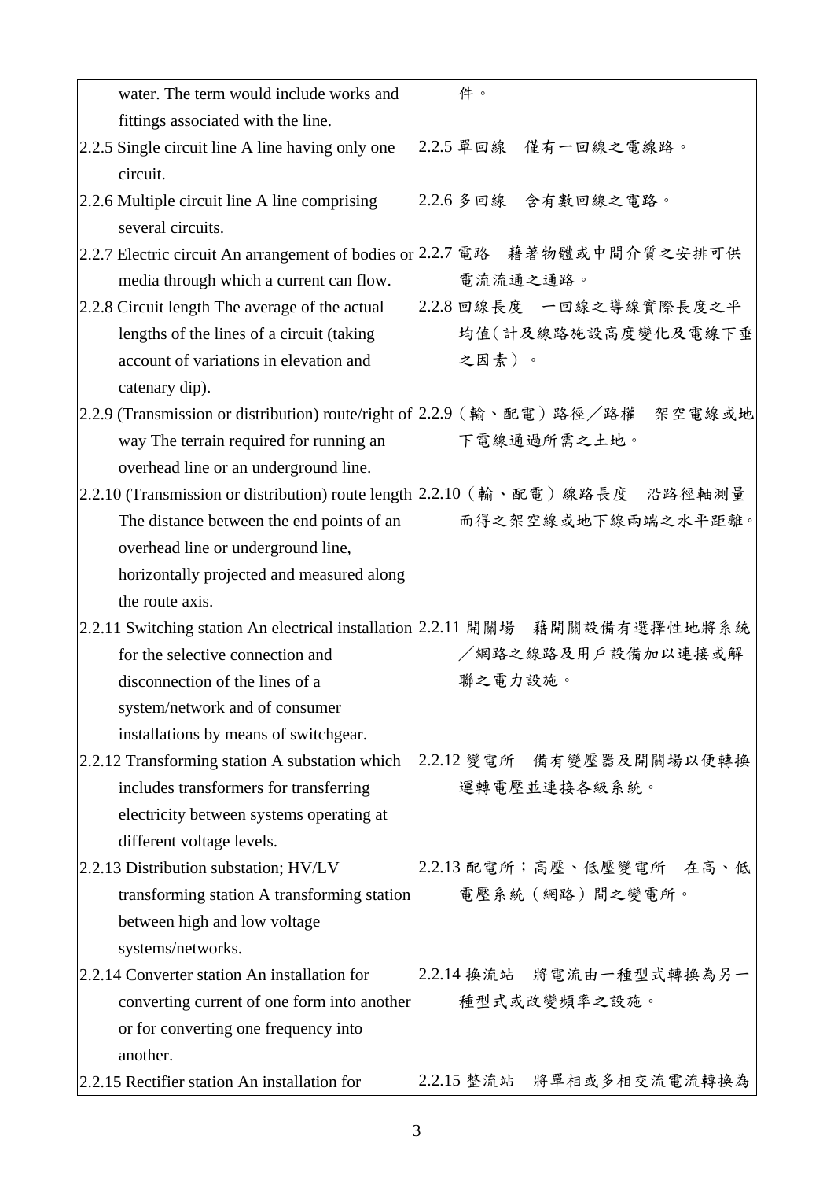| | |
|---|---|
| water. The term would include works and fittings associated with the line. | 件。 |
| 2.2.5 Single circuit line A line having only one circuit. | 2.2.5 單回線　僅有一回線之電線路。 |
| 2.2.6 Multiple circuit line A line comprising several circuits. | 2.2.6 多回線　含有數回線之電路。 |
| 2.2.7 Electric circuit An arrangement of bodies or media through which a current can flow. | 2.2.7 電路　藉著物體或中間介質之安排可供電流流通之通路。 |
| 2.2.8 Circuit length The average of the actual lengths of the lines of a circuit (taking account of variations in elevation and catenary dip). | 2.2.8 回線長度　一回線之導線實際長度之平均值(計及線路施設高度變化及電線下垂之因素）。 |
| 2.2.9 (Transmission or distribution) route/right of way The terrain required for running an overhead line or an underground line. | 2.2.9（輸、配電）路徑／路權　架空電線或地下電線通過所需之土地。 |
| 2.2.10 (Transmission or distribution) route length The distance between the end points of an overhead line or underground line, horizontally projected and measured along the route axis. | 2.2.10（輸、配電）線路長度　沿路徑軸測量而得之架空線或地下線兩端之水平距離。 |
| 2.2.11 Switching station An electrical installation for the selective connection and disconnection of the lines of a system/network and of consumer installations by means of switchgear. | 2.2.11 開關場　藉開關設備有選擇性地將系統／網路之線路及用戶設備加以連接或解聯之電力設施。 |
| 2.2.12 Transforming station A substation which includes transformers for transferring electricity between systems operating at different voltage levels. | 2.2.12 變電所　備有變壓器及開關場以便轉換運轉電壓並連接各級系統。 |
| 2.2.13 Distribution substation; HV/LV transforming station A transforming station between high and low voltage systems/networks. | 2.2.13 配電所；高壓、低壓變電所　在高、低電壓系統（網路）間之變電所。 |
| 2.2.14 Converter station An installation for converting current of one form into another or for converting one frequency into another. | 2.2.14 換流站　將電流由一種型式轉換為另一種型式或改變頻率之設施。 |
| 2.2.15 Rectifier station An installation for | 2.2.15 整流站　將單相或多相交流電流轉換為 |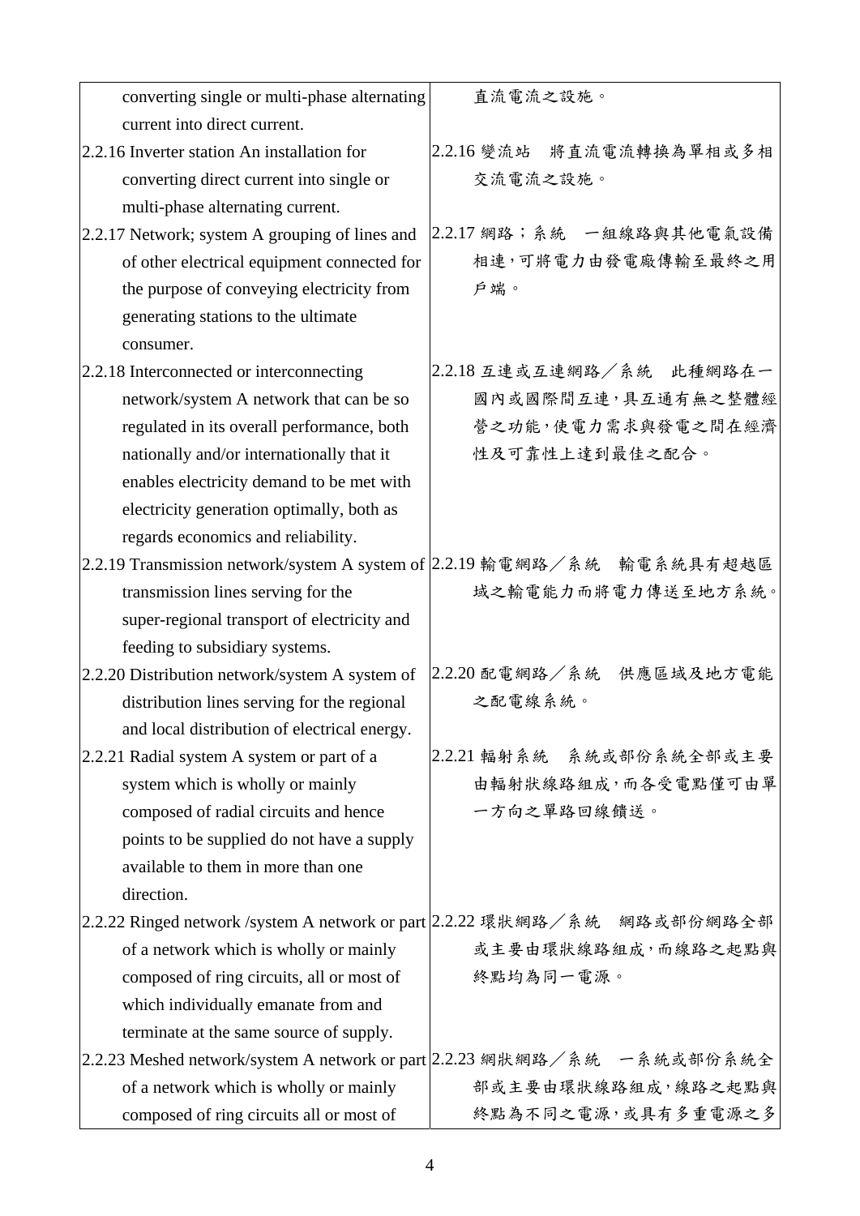| | |
|---|---|
| converting single or multi-phase alternating current into direct current. | 直流電流之設施。 |
| 2.2.16 Inverter station An installation for converting direct current into single or multi-phase alternating current. | 2.2.16 變流站　將直流電流轉換為單相或多相交流電流之設施。 |
| 2.2.17 Network; system A grouping of lines and of other electrical equipment connected for the purpose of conveying electricity from generating stations to the ultimate consumer. | 2.2.17 網路；系統　一組線路與其他電氣設備相連，可將電力由發電廠傳輸至最終之用戶端。 |
| 2.2.18 Interconnected or interconnecting network/system A network that can be so regulated in its overall performance, both nationally and/or internationally that it enables electricity demand to be met with electricity generation optimally, both as regards economics and reliability. | 2.2.18 互連或互連網路／系統　此種網路在一國內或國際間互連，具互通有無之整體經營之功能，使電力需求與發電之間在經濟性及可靠性上達到最佳之配合。 |
| 2.2.19 Transmission network/system A system of transmission lines serving for the super-regional transport of electricity and feeding to subsidiary systems. | 2.2.19 輸電網路／系統　輸電系統具有超越區域之輸電能力而將電力傳送至地方系統。 |
| 2.2.20 Distribution network/system A system of distribution lines serving for the regional and local distribution of electrical energy. | 2.2.20 配電網路／系統　供應區域及地方電能之配電線系統。 |
| 2.2.21 Radial system A system or part of a system which is wholly or mainly composed of radial circuits and hence points to be supplied do not have a supply available to them in more than one direction. | 2.2.21 輻射系統　系統或部份系統全部或主要由輻射狀線路組成，而各受電點僅可由單一方向之單路回線饋送。 |
| 2.2.22 Ringed network /system A network or part of a network which is wholly or mainly composed of ring circuits, all or most of which individually emanate from and terminate at the same source of supply. | 2.2.22 環狀網路／系統　網路或部份網路全部或主要由環狀線路組成，而線路之起點與終點均為同一電源。 |
| 2.2.23 Meshed network/system A network or part of a network which is wholly or mainly composed of ring circuits all or most of | 2.2.23 網狀網路／系統　一系統或部份系統全部或主要由環狀線路組成，線路之起點與終點為不同之電源，或具有多重電源之多 |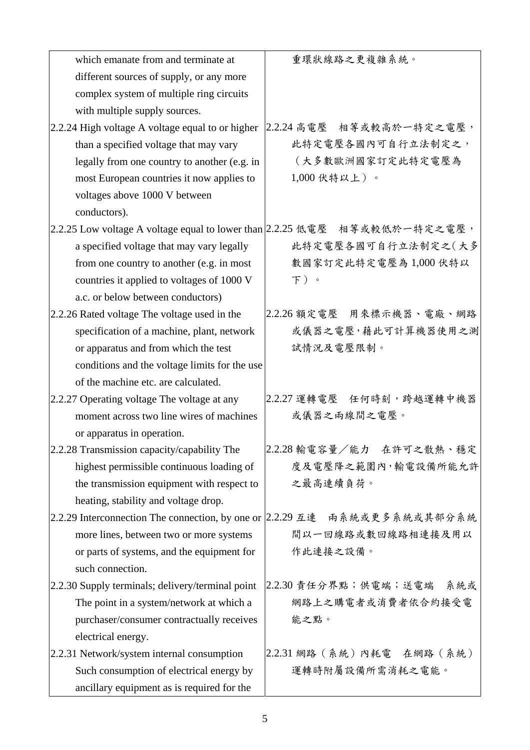| | |
|---|---|
| which emanate from and terminate at different sources of supply, or any more complex system of multiple ring circuits with multiple supply sources. | 重環狀線路之更複雜系統。 |
| 2.2.24 High voltage A voltage equal to or higher than a specified voltage that may vary legally from one country to another (e.g. in most European countries it now applies to voltages above 1000 V between conductors). | 2.2.24 高電壓　相等或較高於一特定之電壓，此特定電壓各國內可自行立法制定之，（大多數歐洲國家訂定此特定電壓為 1,000 伏特以上）。 |
| 2.2.25 Low voltage A voltage equal to lower than a specified voltage that may vary legally from one country to another (e.g. in most countries it applied to voltages of 1000 V a.c. or below between conductors) | 2.2.25 低電壓　相等或較低於一特定之電壓，此特定電壓各國可自行立法制定之(大多數國家訂定此特定電壓為 1,000 伏特以下）。 |
| 2.2.26 Rated voltage The voltage used in the specification of a machine, plant, network or apparatus and from which the test conditions and the voltage limits for the use of the machine etc. are calculated. | 2.2.26 額定電壓　用來標示機器、電廠、網路或儀器之電壓，藉此可計算機器使用之測試情況及電壓限制。 |
| 2.2.27 Operating voltage The voltage at any moment across two line wires of machines or apparatus in operation. | 2.2.27 運轉電壓　任何時刻，跨越運轉中機器或儀器之兩線間之電壓。 |
| 2.2.28 Transmission capacity/capability The highest permissible continuous loading of the transmission equipment with respect to heating, stability and voltage drop. | 2.2.28 輸電容量／能力　在許可之散熱、穩定度及電壓降之範圍內，輸電設備所能允許之最高連續負荷。 |
| 2.2.29 Interconnection The connection, by one or more lines, between two or more systems or parts of systems, and the equipment for such connection. | 2.2.29 互連　兩系統或更多系統或其部分系統間以一回線路或數回線路相連接及用以作此連接之設備。 |
| 2.2.30 Supply terminals; delivery/terminal point The point in a system/network at which a purchaser/consumer contractually receives electrical energy. | 2.2.30 責任分界點；供電端；送電端　系統或網路上之購電者或消費者依合約接受電能之點。 |
| 2.2.31 Network/system internal consumption Such consumption of electrical energy by ancillary equipment as is required for the | 2.2.31 網路（系統）內耗電　在網路（系統）運轉時附屬設備所需消耗之電能。 |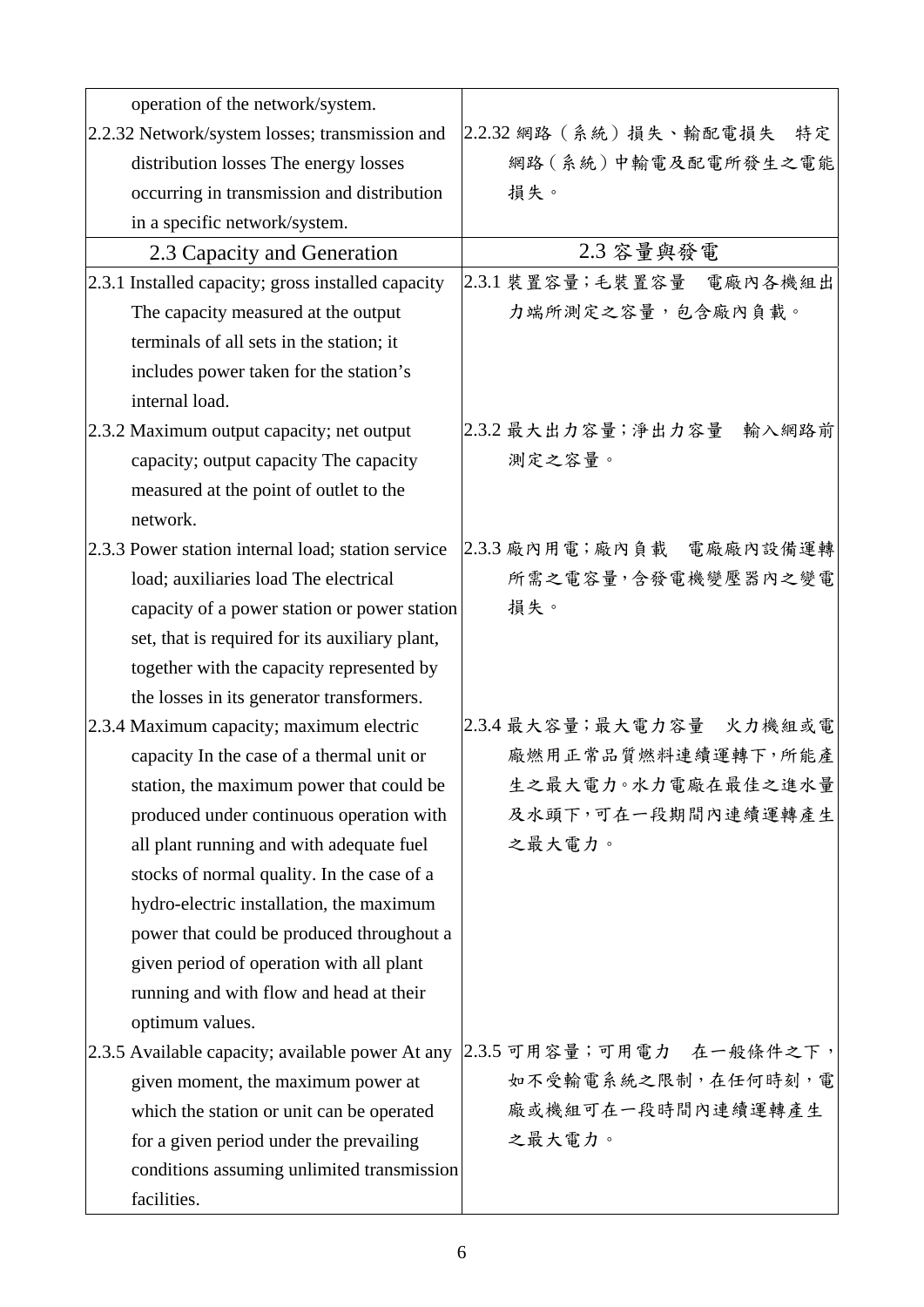| | |
|---|---|
| operation of the network/system. | |
| 2.2.32 Network/system losses; transmission and distribution losses The energy losses occurring in transmission and distribution in a specific network/system. | 2.2.32 網路（系統）損失、輸配電損失　特定網路（系統）中輸電及配電所發生之電能損失。 |
| 2.3 Capacity and Generation | 2.3 容量與發電 |
| 2.3.1 Installed capacity; gross installed capacity The capacity measured at the output terminals of all sets in the station; it includes power taken for the station's internal load. | 2.3.1 裝置容量；毛裝置容量　電廠內各機組出力端所測定之容量，包含廠內負載。 |
| 2.3.2 Maximum output capacity; net output capacity; output capacity The capacity measured at the point of outlet to the network. | 2.3.2 最大出力容量；淨出力容量　輸入網路前測定之容量。 |
| 2.3.3 Power station internal load; station service load; auxiliaries load The electrical capacity of a power station or power station set, that is required for its auxiliary plant, together with the capacity represented by the losses in its generator transformers. | 2.3.3 廠內用電；廠內負載　電廠廠內設備運轉所需之電容量，含發電機變壓器內之變電損失。 |
| 2.3.4 Maximum capacity; maximum electric capacity In the case of a thermal unit or station, the maximum power that could be produced under continuous operation with all plant running and with adequate fuel stocks of normal quality. In the case of a hydro-electric installation, the maximum power that could be produced throughout a given period of operation with all plant running and with flow and head at their optimum values. | 2.3.4 最大容量；最大電力容量　火力機組或電廠燃用正常品質燃料連續運轉下，所能產生之最大電力。水力電廠在最佳之進水量及水頭下，可在一段期間內連續運轉產生之最大電力。 |
| 2.3.5 Available capacity; available power At any given moment, the maximum power at which the station or unit can be operated for a given period under the prevailing conditions assuming unlimited transmission facilities. | 2.3.5 可用容量；可用電力　在一般條件之下，如不受輸電系統之限制，在任何時刻，電廠或機組可在一段時間內連續運轉產生之最大電力。 |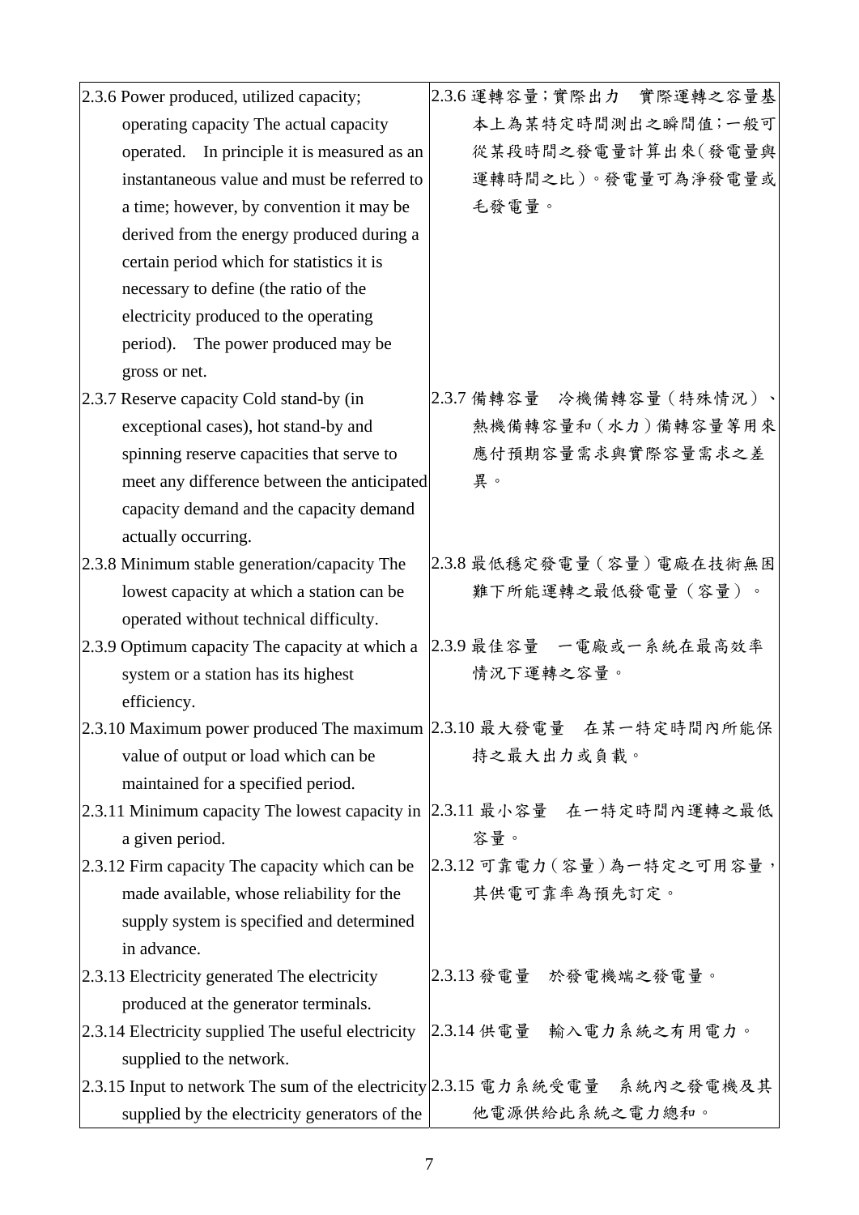| | |
|---|---|
| 2.3.6 Power produced, utilized capacity; operating capacity The actual capacity operated.　In principle it is measured as an instantaneous value and must be referred to a time; however, by convention it may be derived from the energy produced during a certain period which for statistics it is necessary to define (the ratio of the electricity produced to the operating period).　The power produced may be gross or net. | 2.3.6 運轉容量;實際出力　實際運轉之容量基本上為某特定時間測出之瞬間值;一般可從某段時間之發電量計算出來(發電量與運轉時間之比)。發電量可為淨發電量或毛發電量。 |
| 2.3.7 Reserve capacity Cold stand-by (in exceptional cases), hot stand-by and spinning reserve capacities that serve to meet any difference between the anticipated capacity demand and the capacity demand actually occurring. | 2.3.7 備轉容量　冷機備轉容量(特殊情況)、熱機備轉容量和(水力)備轉容量等用來應付預期容量需求與實際容量需求之差異。 |
| 2.3.8 Minimum stable generation/capacity The lowest capacity at which a station can be operated without technical difficulty. | 2.3.8 最低穩定發電量(容量)電廠在技術無困難下所能運轉之最低發電量(容量)。 |
| 2.3.9 Optimum capacity The capacity at which a system or a station has its highest efficiency. | 2.3.9 最佳容量　一電廠或一系統在最高效率情況下運轉之容量。 |
| 2.3.10 Maximum power produced The maximum value of output or load which can be maintained for a specified period. | 2.3.10 最大發電量　在某一特定時間內所能保持之最大出力或負載。 |
| 2.3.11 Minimum capacity The lowest capacity in a given period. | 2.3.11 最小容量　在一特定時間內運轉之最低容量。 |
| 2.3.12 Firm capacity The capacity which can be made available, whose reliability for the supply system is specified and determined in advance. | 2.3.12 可靠電力(容量)為一特定之可用容量，其供電可靠率為預先訂定。 |
| 2.3.13 Electricity generated The electricity produced at the generator terminals. | 2.3.13 發電量　於發電機端之發電量。 |
| 2.3.14 Electricity supplied The useful electricity supplied to the network. | 2.3.14 供電量　輸入電力系統之有用電力。 |
| 2.3.15 Input to network The sum of the electricity supplied by the electricity generators of the | 2.3.15 電力系統受電量　系統內之發電機及其他電源供給此系統之電力總和。 |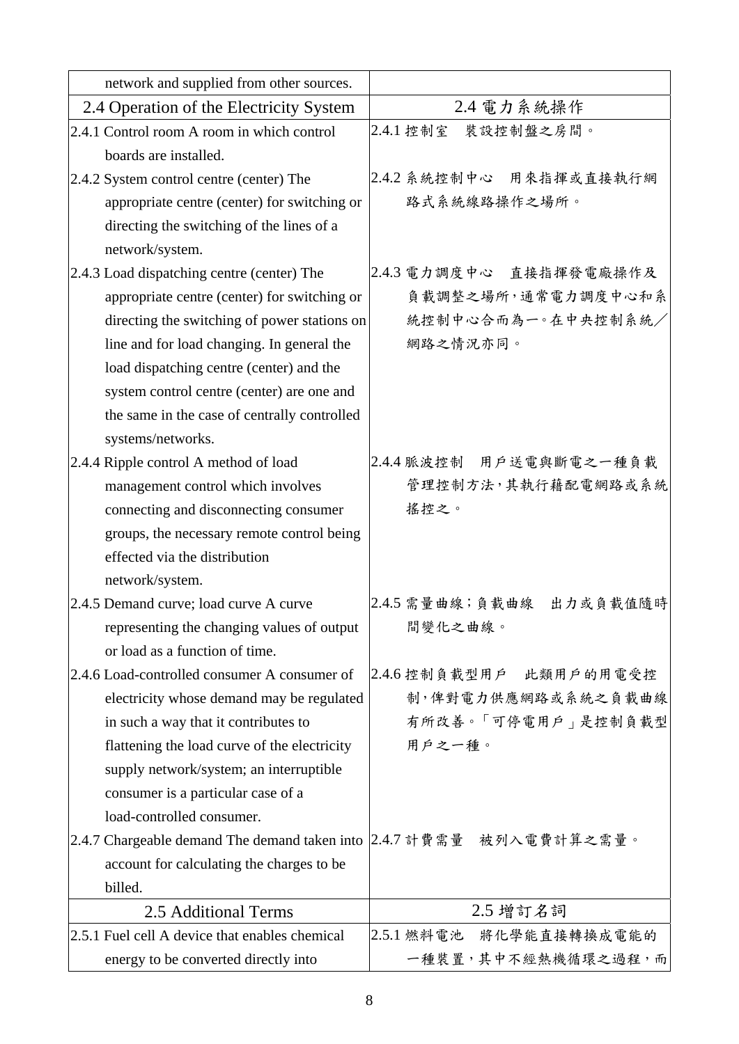| network and supplied from other sources. | |
|---|---|
| 2.4 Operation of the Electricity System | 2.4 電力系統操作 |
| 2.4.1 Control room A room in which control boards are installed. | 2.4.1 控制室　裝設控制盤之房間。 |
| 2.4.2 System control centre (center) The appropriate centre (center) for switching or directing the switching of the lines of a network/system. | 2.4.2 系統控制中心　用來指揮或直接執行網路式系統線路操作之場所。 |
| 2.4.3 Load dispatching centre (center) The appropriate centre (center) for switching or directing the switching of power stations on line and for load changing. In general the load dispatching centre (center) and the system control centre (center) are one and the same in the case of centrally controlled systems/networks. | 2.4.3 電力調度中心　直接指揮發電廠操作及負載調整之場所，通常電力調度中心和系統控制中心合而為一。在中央控制系統／網路之情況亦同。 |
| 2.4.4 Ripple control A method of load management control which involves connecting and disconnecting consumer groups, the necessary remote control being effected via the distribution network/system. | 2.4.4 脈波控制　用戶送電與斷電之一種負載管理控制方法，其執行藉配電網路或系統搖控之。 |
| 2.4.5 Demand curve; load curve A curve representing the changing values of output or load as a function of time. | 2.4.5 需量曲線；負載曲線　出力或負載值隨時間變化之曲線。 |
| 2.4.6 Load-controlled consumer A consumer of electricity whose demand may be regulated in such a way that it contributes to flattening the load curve of the electricity supply network/system; an interruptible consumer is a particular case of a load-controlled consumer. | 2.4.6 控制負載型用戶　此類用戶的用電受控制，俾對電力供應網路或系統之負載曲線有所改善。「可停電用戶」是控制負載型用戶之一種。 |
| 2.4.7 Chargeable demand The demand taken into account for calculating the charges to be billed. | 2.4.7 計費需量　被列入電費計算之需量。 |
| 2.5 Additional Terms | 2.5 增訂名詞 |
| 2.5.1 Fuel cell A device that enables chemical energy to be converted directly into | 2.5.1 燃料電池　將化學能直接轉換成電能的一種裝置，其中不經熱機循環之過程，而 |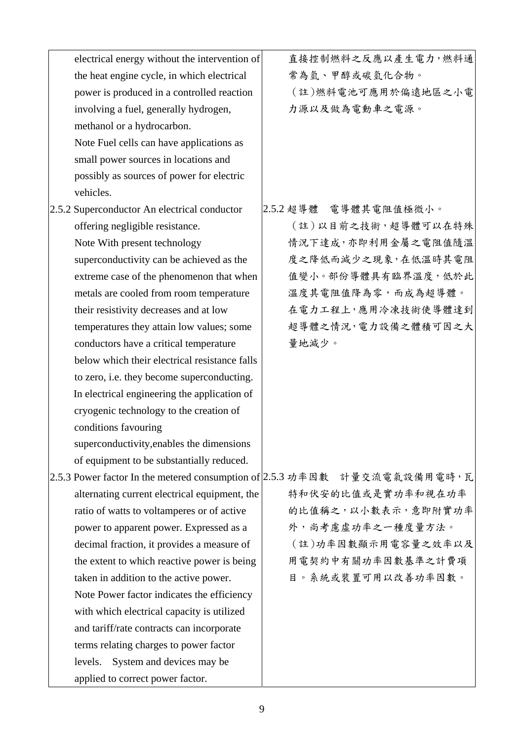| | |
|---|---|
| electrical energy without the intervention of the heat engine cycle, in which electrical power is produced in a controlled reaction involving a fuel, generally hydrogen, methanol or a hydrocarbon.<br>Note Fuel cells can have applications as small power sources in locations and possibly as sources of power for electric vehicles. | 直接控制燃料之反應以產生電力，燃料通常為氫、甲醇或碳氫化合物。<br>（註）燃料電池可應用於偏遠地區之小電力源以及做為電動車之電源。 |
| 2.5.2 Superconductor An electrical conductor offering negligible resistance.<br>Note With present technology superconductivity can be achieved as the extreme case of the phenomenon that when metals are cooled from room temperature their resistivity decreases and at low temperatures they attain low values; some conductors have a critical temperature below which their electrical resistance falls to zero, i.e. they become superconducting. In electrical engineering the application of cryogenic technology to the creation of conditions favouring superconductivity,enables the dimensions of equipment to be substantially reduced. | 2.5.2 超導體　電導體其電阻值極微小。<br>（註）以目前之技術，超導體可以在特殊情況下達成，亦即利用金屬之電阻值隨溫度之降低而減少之現象，在低溫時其電阻值變小。部份導體具有臨界溫度，低於此溫度其電阻值降為零，而成為超導體。在電力工程上，應用冷凍技術使導體達到超導體之情況，電力設備之體積可因之大量地減少。 |
| 2.5.3 Power factor In the metered consumption of alternating current electrical equipment, the ratio of watts to voltamperes or of active power to apparent power. Expressed as a decimal fraction, it provides a measure of the extent to which reactive power is being taken in addition to the active power.<br>Note Power factor indicates the efficiency with which electrical capacity is utilized and tariff/rate contracts can incorporate terms relating charges to power factor levels.　System and devices may be applied to correct power factor. | 2.5.3 功率因數　計量交流電氣設備用電時，瓦特和伏安的比值或是實功率和視在功率的比值稱之，以小數表示，意即附實功率外，尚考慮虛功率之一種度量方法。<br>（註）功率因數顯示用電容量之效率以及用電契約中有關功率因數基準之計費項目。系統或裝置可用以改善功率因數。 |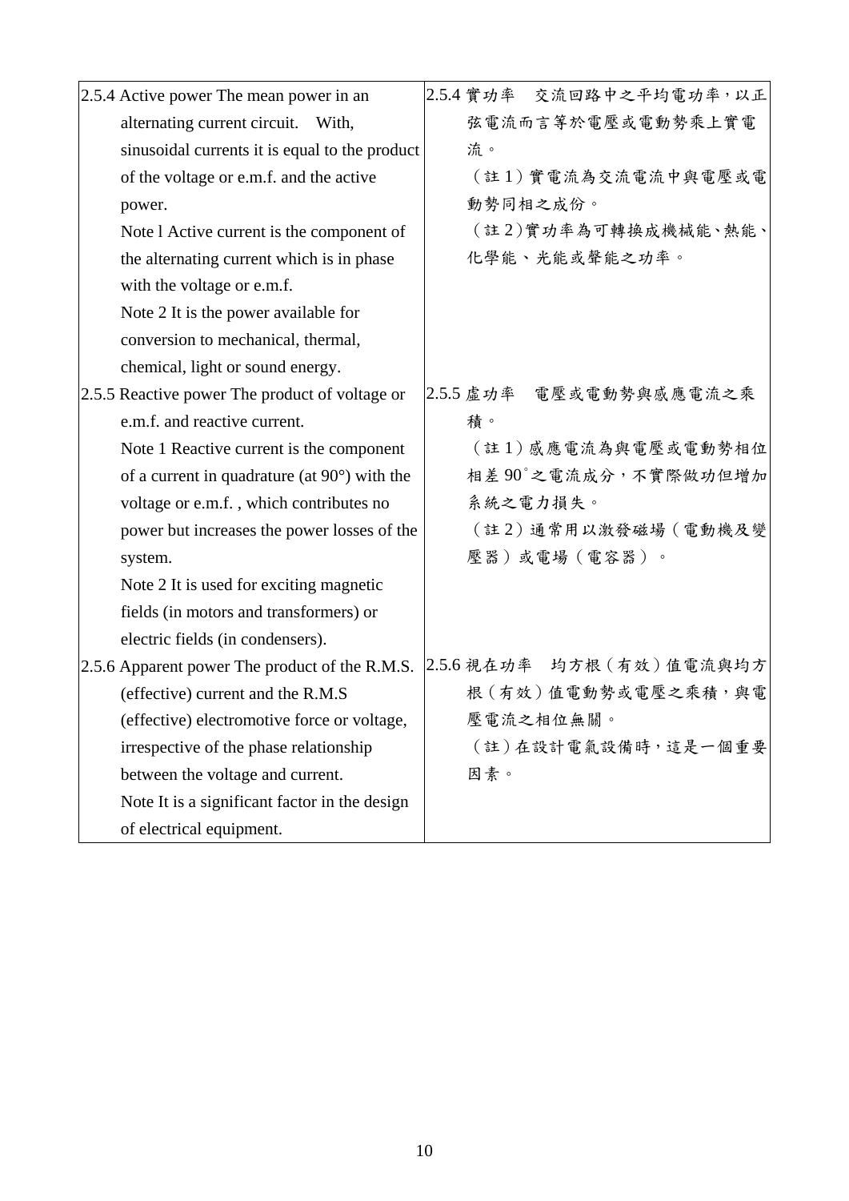| | |
|---|---|
| 2.5.4 Active power The mean power in an alternating current circuit. With, sinusoidal currents it is equal to the product of the voltage or e.m.f. and the active power.<br>Note l Active current is the component of the alternating current which is in phase with the voltage or e.m.f.<br>Note 2 It is the power available for conversion to mechanical, thermal, chemical, light or sound energy. | 2.5.4 實功率　交流回路中之平均電功率，以正弦電流而言等於電壓或電動勢乘上實電流。<br>（註 1）實電流為交流電流中與電壓或電動勢同相之成份。<br>（註 2）實功率為可轉換成機械能、熱能、化學能、光能或聲能之功率。 |
| 2.5.5 Reactive power The product of voltage or e.m.f. and reactive current.<br>Note 1 Reactive current is the component of a current in quadrature (at 90°) with the voltage or e.m.f. , which contributes no power but increases the power losses of the system.<br>Note 2 It is used for exciting magnetic fields (in motors and transformers) or electric fields (in condensers). | 2.5.5 虛功率　電壓或電動勢與感應電流之乘積。<br>（註 1）感應電流為與電壓或電動勢相位相差 90˚之電流成分，不實際做功但增加系統之電力損失。<br>（註 2）通常用以激發磁場（電動機及變壓器）或電場（電容器）。 |
| 2.5.6 Apparent power The product of the R.M.S. (effective) current and the R.M.S (effective) electromotive force or voltage, irrespective of the phase relationship between the voltage and current.<br>Note It is a significant factor in the design of electrical equipment. | 2.5.6 視在功率　均方根（有效）值電流與均方根（有效）值電動勢或電壓之乘積，與電壓電流之相位無關。<br>（註）在設計電氣設備時，這是一個重要因素。 |